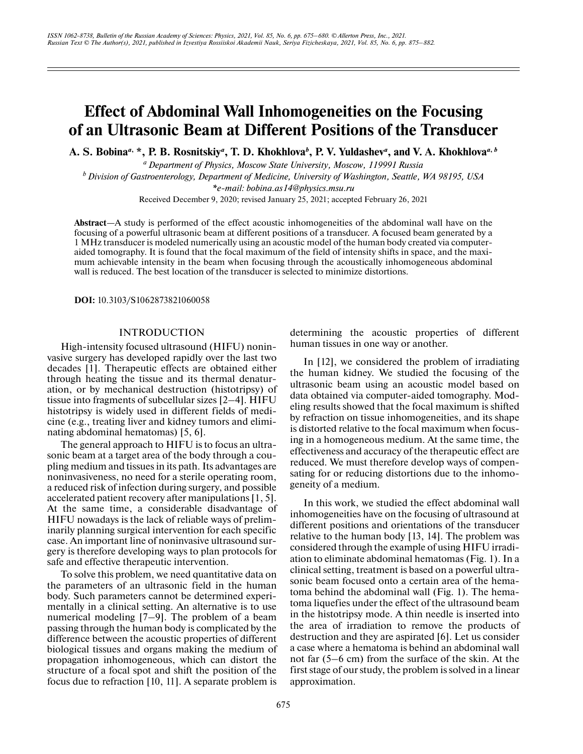# Effect of Abdominal Wall Inhomogeneities on the Focusing of an Ultrasonic Beam at Different Positions of the Transducer

**A. S. Bobina[a, *], P. B. Rosnitskiy[a], T. D. Khokhlova[b], P. V. Yuldashev[a], and V. A. Khokhlova[a, b]**

[a] *Department of Physics, Moscow State University, Moscow, 119991 Russia*

[b] *Division of Gastroenterology, Department of Medicine, University of Washington, Seattle, WA 98195, USA*

**e-mail: bobina.as14@physics.msu.ru*

Received December 9, 2020; revised January 25, 2021; accepted February 26, 2021

**Abstract**—A study is performed of the effect acoustic inhomogeneities of the abdominal wall have on the focusing of a powerful ultrasonic beam at different positions of a transducer. A focused beam generated by a 1 MHz transducer is modeled numerically using an acoustic model of the human body created via computer-aided tomography. It is found that the focal maximum of the field of intensity shifts in space, and the maximum achievable intensity in the beam when focusing through the acoustically inhomogeneous abdominal wall is reduced. The best location of the transducer is selected to minimize distortions.

**DOI:** 10.3103/S1062873821060058

## INTRODUCTION

High-intensity focused ultrasound (HIFU) noninvasive surgery has developed rapidly over the last two decades [1]. Therapeutic effects are obtained either through heating the tissue and its thermal denaturation, or by mechanical destruction (histotripsy) of tissue into fragments of subcellular sizes [2–4]. HIFU histotripsy is widely used in different fields of medicine (e.g., treating liver and kidney tumors and eliminating abdominal hematomas) [5, 6].

The general approach to HIFU is to focus an ultrasonic beam at a target area of the body through a coupling medium and tissues in its path. Its advantages are noninvasiveness, no need for a sterile operating room, a reduced risk of infection during surgery, and possible accelerated patient recovery after manipulations [1, 5]. At the same time, a considerable disadvantage of HIFU nowadays is the lack of reliable ways of preliminarily planning surgical intervention for each specific case. An important line of noninvasive ultrasound surgery is therefore developing ways to plan protocols for safe and effective therapeutic intervention.

To solve this problem, we need quantitative data on the parameters of an ultrasonic field in the human body. Such parameters cannot be determined experimentally in a clinical setting. An alternative is to use numerical modeling [7–9]. The problem of a beam passing through the human body is complicated by the difference between the acoustic properties of different biological tissues and organs making the medium of propagation inhomogeneous, which can distort the structure of a focal spot and shift the position of the focus due to refraction [10, 11]. A separate problem is determining the acoustic properties of different human tissues in one way or another.

In [12], we considered the problem of irradiating the human kidney. We studied the focusing of the ultrasonic beam using an acoustic model based on data obtained via computer-aided tomography. Modeling results showed that the focal maximum is shifted by refraction on tissue inhomogeneities, and its shape is distorted relative to the focal maximum when focusing in a homogeneous medium. At the same time, the effectiveness and accuracy of the therapeutic effect are reduced. We must therefore develop ways of compensating for or reducing distortions due to the inhomogeneity of a medium.

In this work, we studied the effect abdominal wall inhomogeneities have on the focusing of ultrasound at different positions and orientations of the transducer relative to the human body [13, 14]. The problem was considered through the example of using HIFU irradiation to eliminate abdominal hematomas (Fig. 1). In a clinical setting, treatment is based on a powerful ultrasonic beam focused onto a certain area of the hematoma behind the abdominal wall (Fig. 1). The hematoma liquefies under the effect of the ultrasound beam in the histotripsy mode. A thin needle is inserted into the area of irradiation to remove the products of destruction and they are aspirated [6]. Let us consider a case where a hematoma is behind an abdominal wall not far (5–6 cm) from the surface of the skin. At the first stage of our study, the problem is solved in a linear approximation.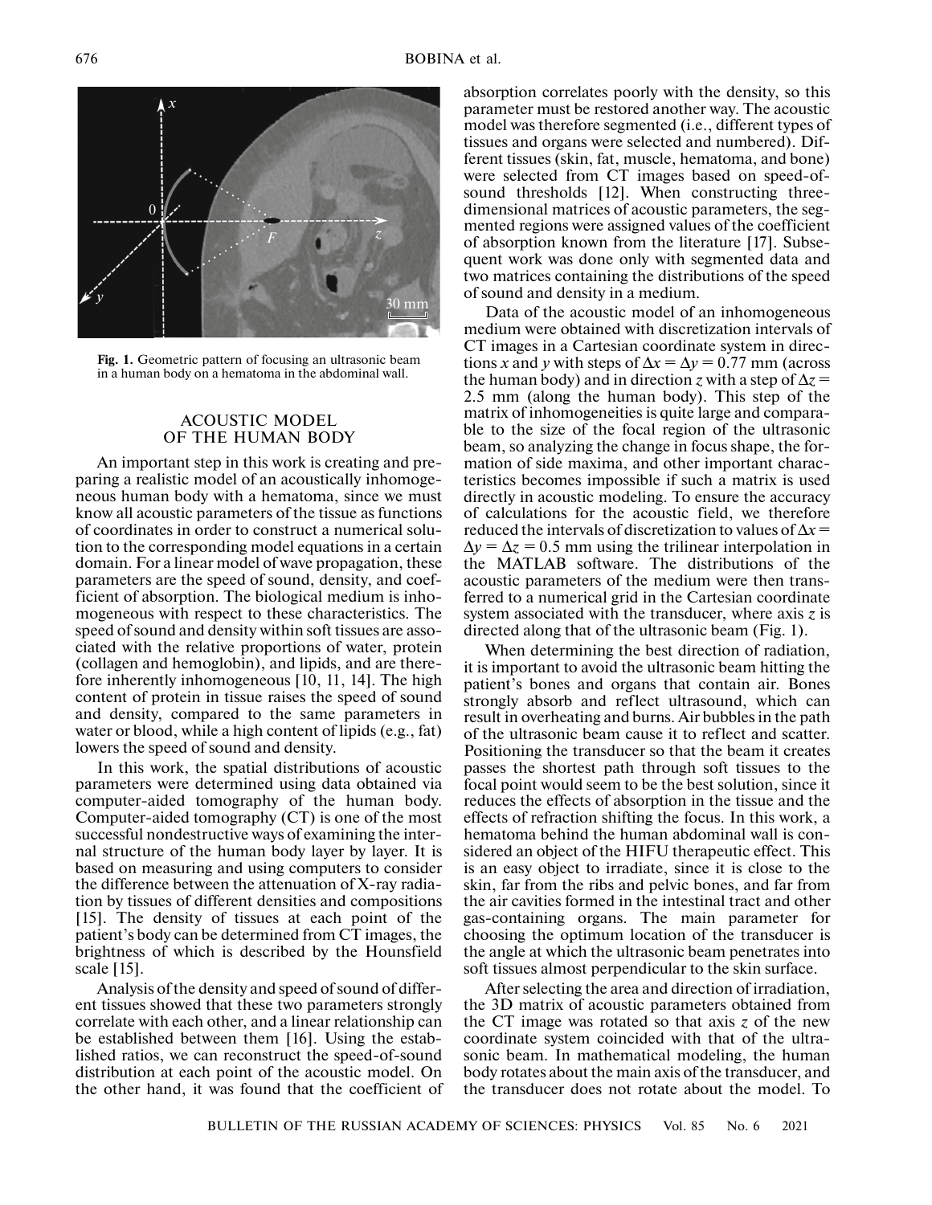**Fig. 1.** Geometric pattern of focusing an ultrasonic beam in a human body on a hematoma in the abdominal wall.

## ACOUSTIC MODEL OF THE HUMAN BODY

An important step in this work is creating and preparing a realistic model of an acoustically inhomogeneous human body with a hematoma, since we must know all acoustic parameters of the tissue as functions of coordinates in order to construct a numerical solution to the corresponding model equations in a certain domain. For a linear model of wave propagation, these parameters are the speed of sound, density, and coefficient of absorption. The biological medium is inhomogeneous with respect to these characteristics. The speed of sound and density within soft tissues are associated with the relative proportions of water, protein (collagen and hemoglobin), and lipids, and are therefore inherently inhomogeneous [10, 11, 14]. The high content of protein in tissue raises the speed of sound and density, compared to the same parameters in water or blood, while a high content of lipids (e.g., fat) lowers the speed of sound and density.

In this work, the spatial distributions of acoustic parameters were determined using data obtained via computer-aided tomography of the human body. Computer-aided tomography (CT) is one of the most successful nondestructive ways of examining the internal structure of the human body layer by layer. It is based on measuring and using computers to consider the difference between the attenuation of X-ray radiation by tissues of different densities and compositions [15]. The density of tissues at each point of the patient's body can be determined from CT images, the brightness of which is described by the Hounsfield scale [15].

Analysis of the density and speed of sound of different tissues showed that these two parameters strongly correlate with each other, and a linear relationship can be established between them [16]. Using the established ratios, we can reconstruct the speed-of-sound distribution at each point of the acoustic model. On the other hand, it was found that the coefficient of absorption correlates poorly with the density, so this parameter must be restored another way. The acoustic model was therefore segmented (i.e., different types of tissues and organs were selected and numbered). Different tissues (skin, fat, muscle, hematoma, and bone) were selected from CT images based on speed-of-sound thresholds [12]. When constructing three-dimensional matrices of acoustic parameters, the segmented regions were assigned values of the coefficient of absorption known from the literature [17]. Subsequent work was done only with segmented data and two matrices containing the distributions of the speed of sound and density in a medium.

Data of the acoustic model of an inhomogeneous medium were obtained with discretization intervals of CT images in a Cartesian coordinate system in directions $x$ and $y$ with steps of $\Delta x = \Delta y = 0.77$ mm (across the human body) and in direction $z$ with a step of $\Delta z = 2.5$ mm (along the human body). This step of the matrix of inhomogeneities is quite large and comparable to the size of the focal region of the ultrasonic beam, so analyzing the change in focus shape, the formation of side maxima, and other important characteristics becomes impossible if such a matrix is used directly in acoustic modeling. To ensure the accuracy of calculations for the acoustic field, we therefore reduced the intervals of discretization to values of $\Delta x = \Delta y = \Delta z = 0.5$ mm using the trilinear interpolation in the MATLAB software. The distributions of the acoustic parameters of the medium were then transferred to a numerical grid in the Cartesian coordinate system associated with the transducer, where axis $z$ is directed along that of the ultrasonic beam (Fig. 1).

When determining the best direction of radiation, it is important to avoid the ultrasonic beam hitting the patient's bones and organs that contain air. Bones strongly absorb and reflect ultrasound, which can result in overheating and burns. Air bubbles in the path of the ultrasonic beam cause it to reflect and scatter. Positioning the transducer so that the beam it creates passes the shortest path through soft tissues to the focal point would seem to be the best solution, since it reduces the effects of absorption in the tissue and the effects of refraction shifting the focus. In this work, a hematoma behind the human abdominal wall is considered an object of the HIFU therapeutic effect. This is an easy object to irradiate, since it is close to the skin, far from the ribs and pelvic bones, and far from the air cavities formed in the intestinal tract and other gas-containing organs. The main parameter for choosing the optimum location of the transducer is the angle at which the ultrasonic beam penetrates into soft tissues almost perpendicular to the skin surface.

After selecting the area and direction of irradiation, the 3D matrix of acoustic parameters obtained from the CT image was rotated so that axis $z$ of the new coordinate system coincided with that of the ultrasonic beam. In mathematical modeling, the human body rotates about the main axis of the transducer, and the transducer does not rotate about the model. To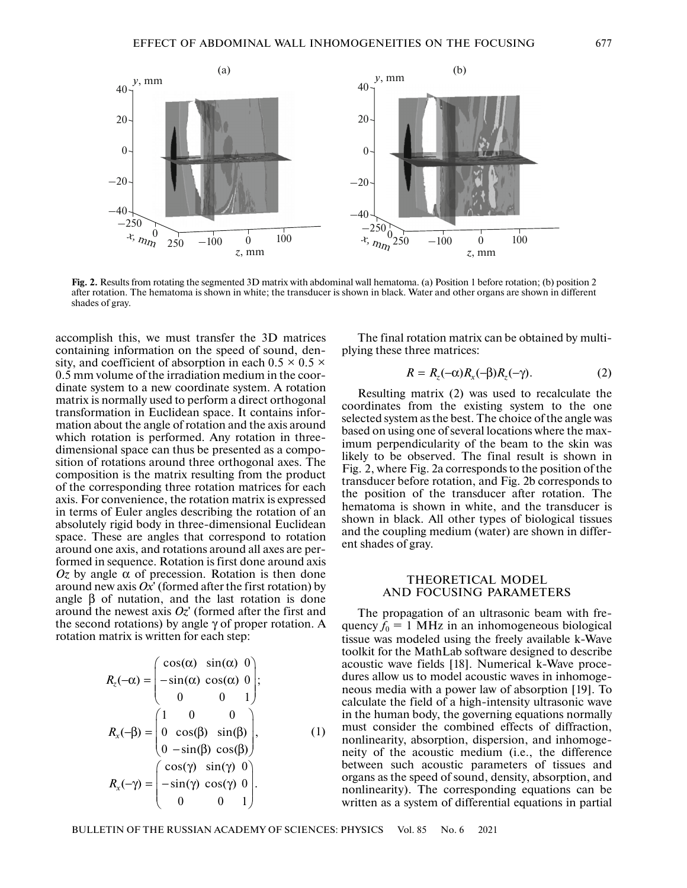**Fig. 2.** Results from rotating the segmented 3D matrix with abdominal wall hematoma. (a) Position 1 before rotation; (b) position 2 after rotation. The hematoma is shown in white; the transducer is shown in black. Water and other organs are shown in different shades of gray.

accomplish this, we must transfer the 3D matrices containing information on the speed of sound, density, and coefficient of absorption in each $0.5 \times 0.5 \times 0.5$ mm volume of the irradiation medium in the coordinate system to a new coordinate system. A rotation matrix is normally used to perform a direct orthogonal transformation in Euclidean space. It contains information about the angle of rotation and the axis around which rotation is performed. Any rotation in three-dimensional space can thus be presented as a composition of rotations around three orthogonal axes. The composition is the matrix resulting from the product of the corresponding three rotation matrices for each axis. For convenience, the rotation matrix is expressed in terms of Euler angles describing the rotation of an absolutely rigid body in three-dimensional Euclidean space. These are angles that correspond to rotation around one axis, and rotations around all axes are performed in sequence. Rotation is first done around axis $Oz$ by angle $\alpha$ of precession. Rotation is then done around new axis $Ox'$ (formed after the first rotation) by angle $\beta$ of nutation, and the last rotation is done around the newest axis $Oz'$ (formed after the first and the second rotations) by angle $\gamma$ of proper rotation. A rotation matrix is written for each step:

$$R_z(-\alpha) = \begin{pmatrix} \cos(\alpha) & \sin(\alpha) & 0 \\ -\sin(\alpha) & \cos(\alpha) & 0 \\ 0 & 0 & 1 \end{pmatrix};$$

$$R_x(-\beta) = \begin{pmatrix} 1 & 0 & 0 \\ 0 & \cos(\beta) & \sin(\beta) \\ 0 & -\sin(\beta) & \cos(\beta) \end{pmatrix}, \tag{1}$$

$$R_x(-\gamma) = \begin{pmatrix} \cos(\gamma) & \sin(\gamma) & 0 \\ -\sin(\gamma) & \cos(\gamma) & 0 \\ 0 & 0 & 1 \end{pmatrix}.$$

The final rotation matrix can be obtained by multiplying these three matrices:

$$R = R_z(-\alpha) R_x(-\beta) R_z(-\gamma). \tag{2}$$

Resulting matrix (2) was used to recalculate the coordinates from the existing system to the one selected system as the best. The choice of the angle was based on using one of several locations where the maximum perpendicularity of the beam to the skin was likely to be observed. The final result is shown in Fig. 2, where Fig. 2a corresponds to the position of the transducer before rotation, and Fig. 2b corresponds to the position of the transducer after rotation. The hematoma is shown in white, and the transducer is shown in black. All other types of biological tissues and the coupling medium (water) are shown in different shades of gray.

## THEORETICAL MODEL AND FOCUSING PARAMETERS

The propagation of an ultrasonic beam with frequency $f_0 = 1$ MHz in an inhomogeneous biological tissue was modeled using the freely available k-Wave toolkit for the MathLab software designed to describe acoustic wave fields [18]. Numerical k-Wave procedures allow us to model acoustic waves in inhomogeneous media with a power law of absorption [19]. To calculate the field of a high-intensity ultrasonic wave in the human body, the governing equations normally must consider the combined effects of diffraction, nonlinearity, absorption, dispersion, and inhomogeneity of the acoustic medium (i.e., the difference between such acoustic parameters of tissues and organs as the speed of sound, density, absorption, and nonlinearity). The corresponding equations can be written as a system of differential equations in partial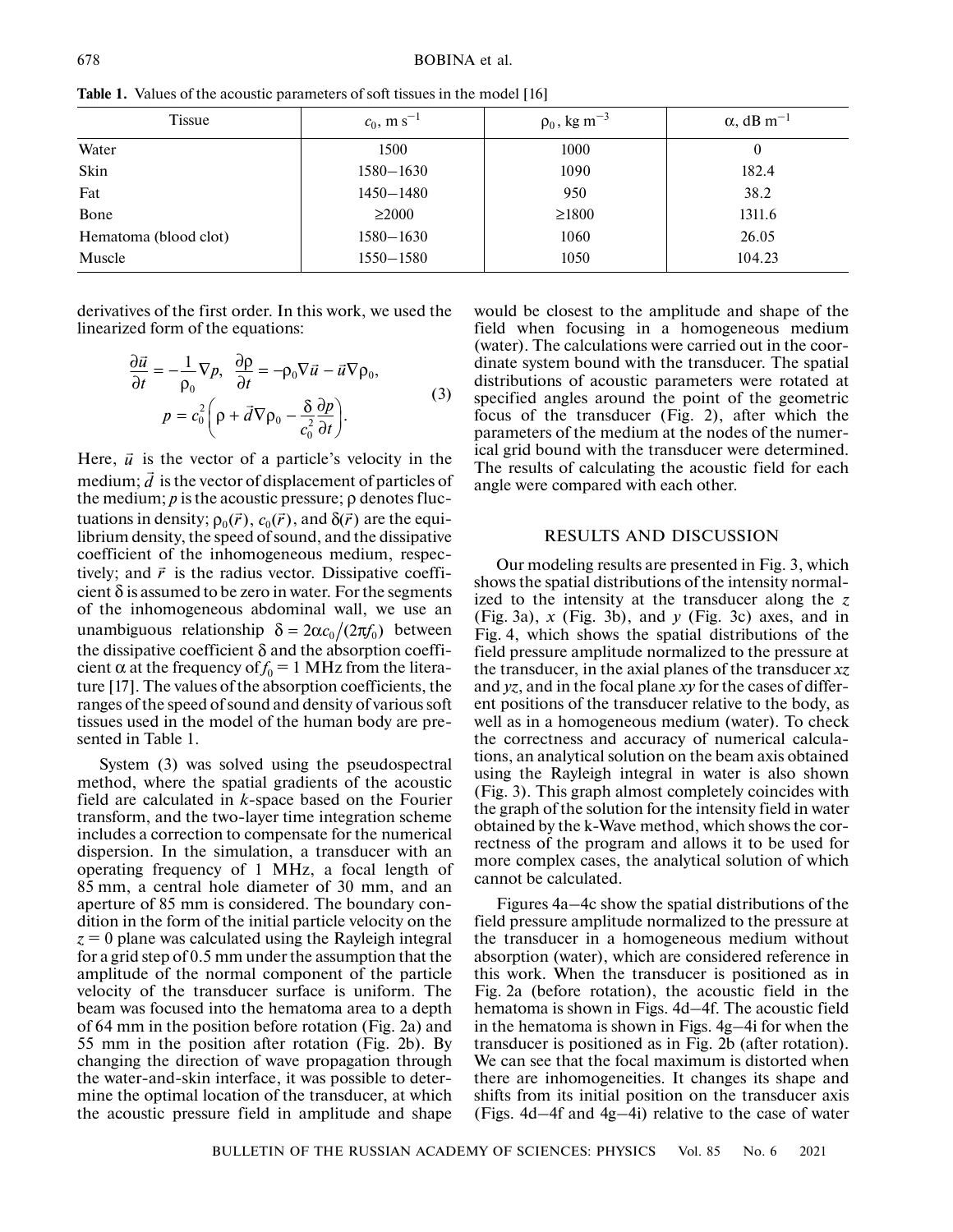**Table 1.** Values of the acoustic parameters of soft tissues in the model [16]

| Tissue | $c_0$, m s$^{-1}$ | $\rho_0$, kg m$^{-3}$ | $\alpha$, dB m$^{-1}$ |
|---|---|---|---|
| Water | 1500 | 1000 | 0 |
| Skin | 1580–1630 | 1090 | 182.4 |
| Fat | 1450–1480 | 950 | 38.2 |
| Bone | ≥2000 | ≥1800 | 1311.6 |
| Hematoma (blood clot) | 1580–1630 | 1060 | 26.05 |
| Muscle | 1550–1580 | 1050 | 104.23 |

derivatives of the first order. In this work, we used the linearized form of the equations:

$$\frac{\partial \vec{u}}{\partial t} = -\frac{1}{\rho_0}\nabla p, \quad \frac{\partial \rho}{\partial t} = -\rho_0 \nabla \vec{u} - \vec{u}\nabla \rho_0, \\ p = c_0^2\left(\rho + \vec{d}\nabla\rho_0 - \frac{\delta}{c_0^2}\frac{\partial p}{\partial t}\right). \tag{3}$$

Here, $\vec{u}$ is the vector of a particle's velocity in the medium; $\vec{d}$ is the vector of displacement of particles of the medium; $p$ is the acoustic pressure; $\rho$ denotes fluctuations in density; $\rho_0(\vec{r})$, $c_0(\vec{r})$, and $\delta(\vec{r})$ are the equilibrium density, the speed of sound, and the dissipative coefficient of the inhomogeneous medium, respectively; and $\vec{r}$ is the radius vector. Dissipative coefficient $\delta$ is assumed to be zero in water. For the segments of the inhomogeneous abdominal wall, we use an unambiguous relationship $\delta = 2\alpha c_0/(2\pi f_0)$ between the dissipative coefficient $\delta$ and the absorption coefficient $\alpha$ at the frequency of $f_0 = 1$ MHz from the literature [17]. The values of the absorption coefficients, the ranges of the speed of sound and density of various soft tissues used in the model of the human body are presented in Table 1.

System (3) was solved using the pseudospectral method, where the spatial gradients of the acoustic field are calculated in $k$-space based on the Fourier transform, and the two-layer time integration scheme includes a correction to compensate for the numerical dispersion. In the simulation, a transducer with an operating frequency of 1 MHz, a focal length of 85 mm, a central hole diameter of 30 mm, and an aperture of 85 mm is considered. The boundary condition in the form of the initial particle velocity on the $z = 0$ plane was calculated using the Rayleigh integral for a grid step of 0.5 mm under the assumption that the amplitude of the normal component of the particle velocity of the transducer surface is uniform. The beam was focused into the hematoma area to a depth of 64 mm in the position before rotation (Fig. 2a) and 55 mm in the position after rotation (Fig. 2b). By changing the direction of wave propagation through the water-and-skin interface, it was possible to determine the optimal location of the transducer, at which the acoustic pressure field in amplitude and shape would be closest to the amplitude and shape of the field when focusing in a homogeneous medium (water). The calculations were carried out in the coordinate system bound with the transducer. The spatial distributions of acoustic parameters were rotated at specified angles around the point of the geometric focus of the transducer (Fig. 2), after which the parameters of the medium at the nodes of the numerical grid bound with the transducer were determined. The results of calculating the acoustic field for each angle were compared with each other.

## RESULTS AND DISCUSSION

Our modeling results are presented in Fig. 3, which shows the spatial distributions of the intensity normalized to the intensity at the transducer along the $z$ (Fig. 3a), $x$ (Fig. 3b), and $y$ (Fig. 3c) axes, and in Fig. 4, which shows the spatial distributions of the field pressure amplitude normalized to the pressure at the transducer, in the axial planes of the transducer $xz$ and $yz$, and in the focal plane $xy$ for the cases of different positions of the transducer relative to the body, as well as in a homogeneous medium (water). To check the correctness and accuracy of numerical calculations, an analytical solution on the beam axis obtained using the Rayleigh integral in water is also shown (Fig. 3). This graph almost completely coincides with the graph of the solution for the intensity field in water obtained by the k-Wave method, which shows the correctness of the program and allows it to be used for more complex cases, the analytical solution of which cannot be calculated.

Figures 4a–4c show the spatial distributions of the field pressure amplitude normalized to the pressure at the transducer in a homogeneous medium without absorption (water), which are considered reference in this work. When the transducer is positioned as in Fig. 2a (before rotation), the acoustic field in the hematoma is shown in Figs. 4d–4f. The acoustic field in the hematoma is shown in Figs. 4g–4i for when the transducer is positioned as in Fig. 2b (after rotation). We can see that the focal maximum is distorted when there are inhomogeneities. It changes its shape and shifts from its initial position on the transducer axis (Figs. 4d–4f and 4g–4i) relative to the case of water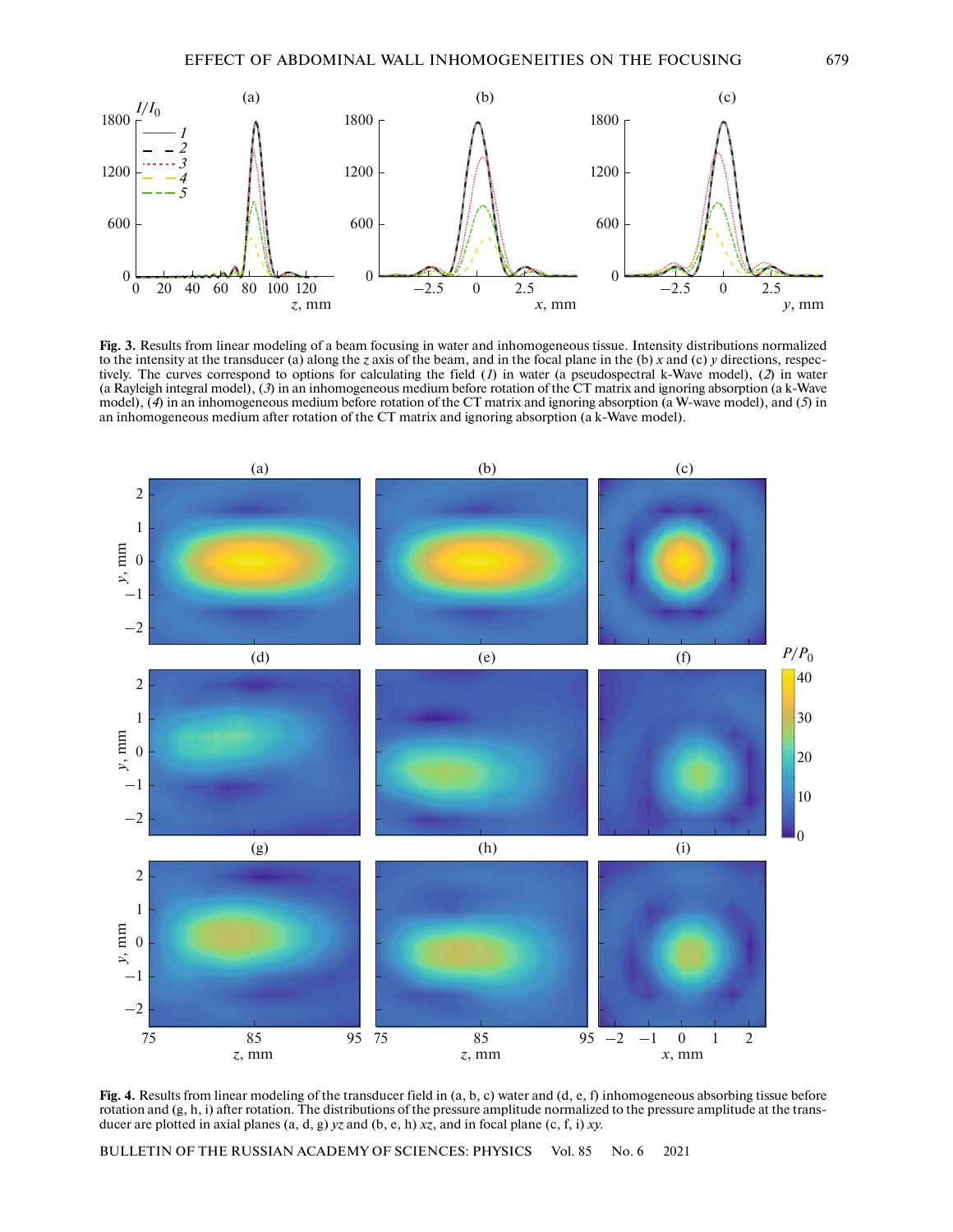**Fig. 3.** Results from linear modeling of a beam focusing in water and inhomogeneous tissue. Intensity distributions normalized to the intensity at the transducer (a) along the *z* axis of the beam, and in the focal plane in the (b) *x* and (c) *y* directions, respectively. The curves correspond to options for calculating the field (*1*) in water (a pseudospectral k-Wave model), (*2*) in water (a Rayleigh integral model), (*3*) in an inhomogeneous medium before rotation of the CT matrix and ignoring absorption (a k-Wave model), (*4*) in an inhomogeneous medium before rotation of the CT matrix and ignoring absorption (a W-wave model), and (*5*) in an inhomogeneous medium after rotation of the CT matrix and ignoring absorption (a k-Wave model).

**Fig. 4.** Results from linear modeling of the transducer field in (a, b, c) water and (d, e, f) inhomogeneous absorbing tissue before rotation and (g, h, i) after rotation. The distributions of the pressure amplitude normalized to the pressure amplitude at the transducer are plotted in axial planes (a, d, g) *yz* and (b, e, h) *xz*, and in focal plane (c, f, i) *xy*.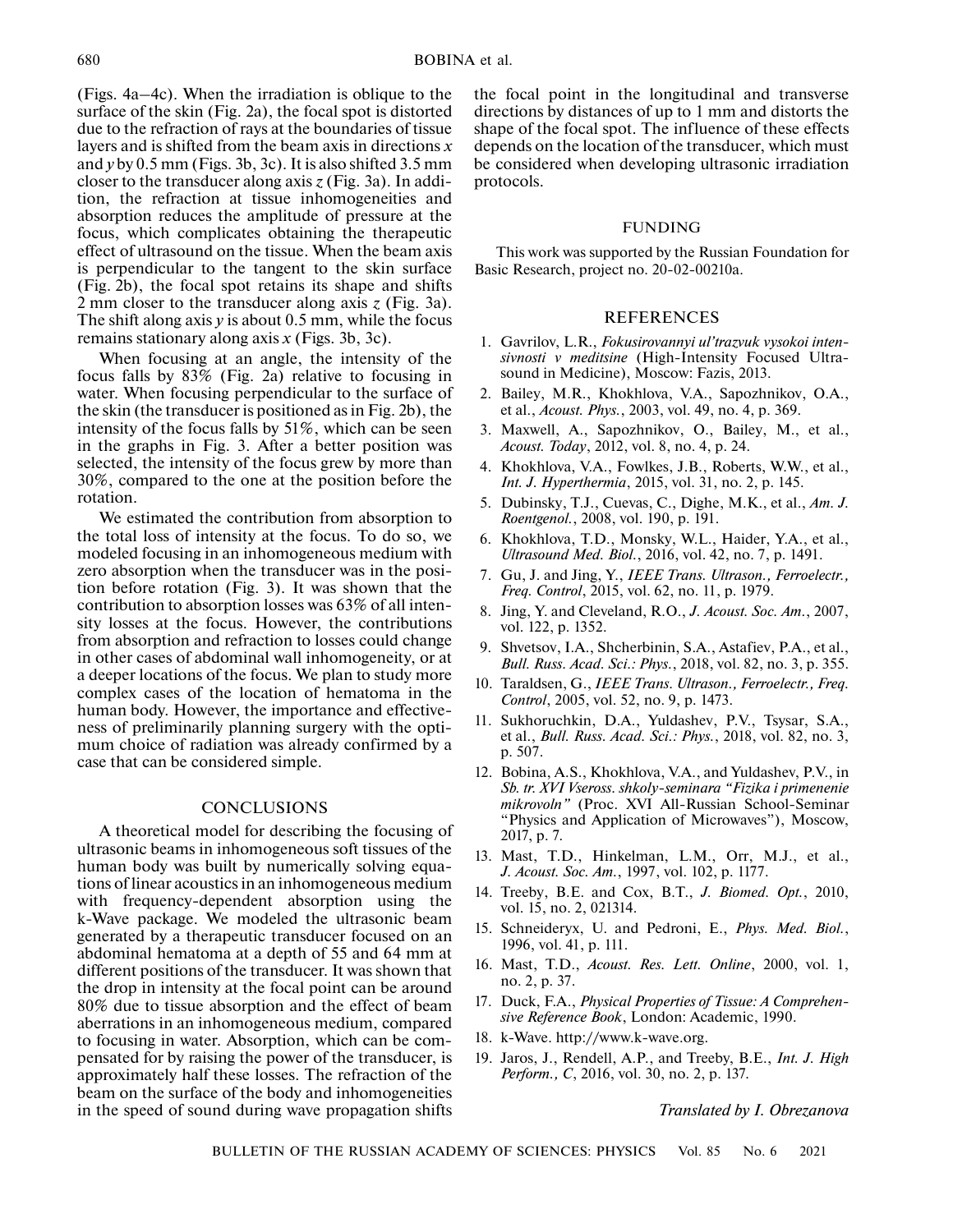(Figs. 4a–4c). When the irradiation is oblique to the surface of the skin (Fig. 2a), the focal spot is distorted due to the refraction of rays at the boundaries of tissue layers and is shifted from the beam axis in directions $x$ and $y$ by 0.5 mm (Figs. 3b, 3c). It is also shifted 3.5 mm closer to the transducer along axis $z$ (Fig. 3a). In addition, the refraction at tissue inhomogeneities and absorption reduces the amplitude of pressure at the focus, which complicates obtaining the therapeutic effect of ultrasound on the tissue. When the beam axis is perpendicular to the tangent to the skin surface (Fig. 2b), the focal spot retains its shape and shifts 2 mm closer to the transducer along axis $z$ (Fig. 3a). The shift along axis $y$ is about 0.5 mm, while the focus remains stationary along axis $x$ (Figs. 3b, 3c).

When focusing at an angle, the intensity of the focus falls by 83% (Fig. 2a) relative to focusing in water. When focusing perpendicular to the surface of the skin (the transducer is positioned as in Fig. 2b), the intensity of the focus falls by 51%, which can be seen in the graphs in Fig. 3. After a better position was selected, the intensity of the focus grew by more than 30%, compared to the one at the position before the rotation.

We estimated the contribution from absorption to the total loss of intensity at the focus. To do so, we modeled focusing in an inhomogeneous medium with zero absorption when the transducer was in the position before rotation (Fig. 3). It was shown that the contribution to absorption losses was 63% of all intensity losses at the focus. However, the contributions from absorption and refraction to losses could change in other cases of abdominal wall inhomogeneity, or at a deeper locations of the focus. We plan to study more complex cases of the location of hematoma in the human body. However, the importance and effectiveness of preliminarily planning surgery with the optimum choice of radiation was already confirmed by a case that can be considered simple.

## CONCLUSIONS

A theoretical model for describing the focusing of ultrasonic beams in inhomogeneous soft tissues of the human body was built by numerically solving equations of linear acoustics in an inhomogeneous medium with frequency-dependent absorption using the k-Wave package. We modeled the ultrasonic beam generated by a therapeutic transducer focused on an abdominal hematoma at a depth of 55 and 64 mm at different positions of the transducer. It was shown that the drop in intensity at the focal point can be around 80% due to tissue absorption and the effect of beam aberrations in an inhomogeneous medium, compared to focusing in water. Absorption, which can be compensated for by raising the power of the transducer, is approximately half these losses. The refraction of the beam on the surface of the body and inhomogeneities in the speed of sound during wave propagation shifts the focal point in the longitudinal and transverse directions by distances of up to 1 mm and distorts the shape of the focal spot. The influence of these effects depends on the location of the transducer, which must be considered when developing ultrasonic irradiation protocols.

## FUNDING

This work was supported by the Russian Foundation for Basic Research, project no. 20-02-00210a.

## REFERENCES

1. Gavrilov, L.R., *Fokusirovannyi ul'trazvuk vysokoi intensivnosti v meditsine* (High-Intensity Focused Ultrasound in Medicine), Moscow: Fazis, 2013.
2. Bailey, M.R., Khokhlova, V.A., Sapozhnikov, O.A., et al., *Acoust. Phys.*, 2003, vol. 49, no. 4, p. 369.
3. Maxwell, A., Sapozhnikov, O., Bailey, M., et al., *Acoust. Today*, 2012, vol. 8, no. 4, p. 24.
4. Khokhlova, V.A., Fowlkes, J.B., Roberts, W.W., et al., *Int. J. Hyperthermia*, 2015, vol. 31, no. 2, p. 145.
5. Dubinsky, T.J., Cuevas, C., Dighe, M.K., et al., *Am. J. Roentgenol.*, 2008, vol. 190, p. 191.
6. Khokhlova, T.D., Monsky, W.L., Haider, Y.A., et al., *Ultrasound Med. Biol.*, 2016, vol. 42, no. 7, p. 1491.
7. Gu, J. and Jing, Y., *IEEE Trans. Ultrason., Ferroelectr., Freq. Control*, 2015, vol. 62, no. 11, p. 1979.
8. Jing, Y. and Cleveland, R.O., *J. Acoust. Soc. Am.*, 2007, vol. 122, p. 1352.
9. Shvetsov, I.A., Shcherbinin, S.A., Astafiev, P.A., et al., *Bull. Russ. Acad. Sci.: Phys.*, 2018, vol. 82, no. 3, p. 355.
10. Taraldsen, G., *IEEE Trans. Ultrason., Ferroelectr., Freq. Control*, 2005, vol. 52, no. 9, p. 1473.
11. Sukhoruchkin, D.A., Yuldashev, P.V., Tsysar, S.A., et al., *Bull. Russ. Acad. Sci.: Phys.*, 2018, vol. 82, no. 3, p. 507.
12. Bobina, A.S., Khokhlova, V.A., and Yuldashev, P.V., in *Sb. tr. XVI Vseross. shkoly-seminara "Fizika i primenenie mikrovoln"* (Proc. XVI All-Russian School-Seminar "Physics and Application of Microwaves"), Moscow, 2017, p. 7.
13. Mast, T.D., Hinkelman, L.M., Orr, M.J., et al., *J. Acoust. Soc. Am.*, 1997, vol. 102, p. 1177.
14. Treeby, B.E. and Cox, B.T., *J. Biomed. Opt.*, 2010, vol. 15, no. 2, 021314.
15. Schneideryx, U. and Pedroni, E., *Phys. Med. Biol.*, 1996, vol. 41, p. 111.
16. Mast, T.D., *Acoust. Res. Lett. Online*, 2000, vol. 1, no. 2, p. 37.
17. Duck, F.A., *Physical Properties of Tissue: A Comprehensive Reference Book*, London: Academic, 1990.
18. k-Wave. http://www.k-wave.org.
19. Jaros, J., Rendell, A.P., and Treeby, B.E., *Int. J. High Perform., C*, 2016, vol. 30, no. 2, p. 137.

*Translated by I. Obrezanova*